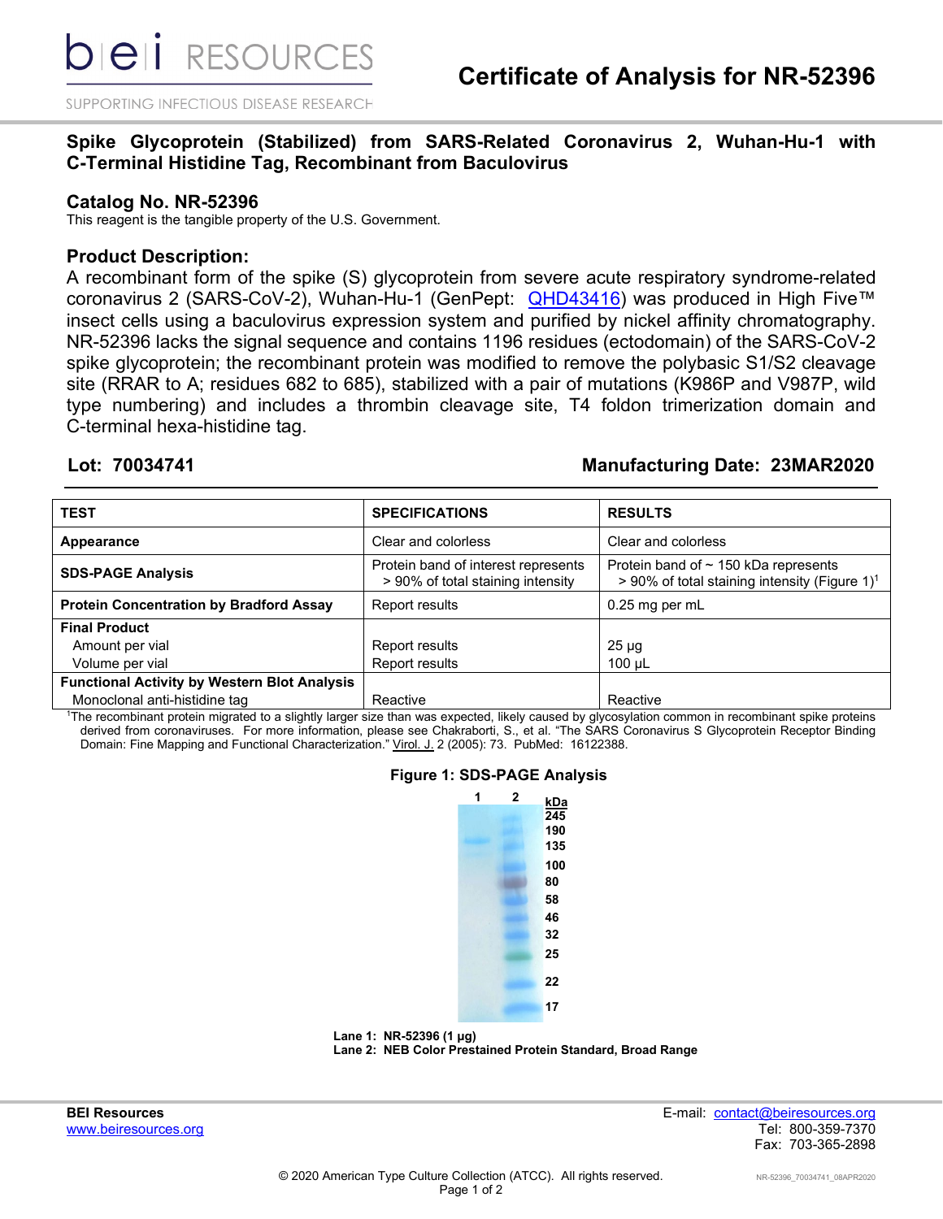# Certificate of Analysis for NR-52396

## Spike Glycoprotein (Stabilized) from SARS-Related Coronavirus 2, Wuhan-Hu-1 with C-Terminal Histidine Tag, Recombinant from Baculovirus

### Catalog No. NR-52396

This reagent is the tangible property of the U.S. Government.

### Product Description:

A recombinant form of the spike (S) glycoprotein from severe acute respiratory syndrome-related coronavirus 2 (SARS-CoV-2), Wuhan-Hu-1 (GenPept: QHD43416) was produced in High Five™ insect cells using a baculovirus expression system and purified by nickel affinity chromatography. NR-52396 lacks the signal sequence and contains 1196 residues (ectodomain) of the SARS-CoV-2 spike glycoprotein; the recombinant protein was modified to remove the polybasic S1/S2 cleavage site (RRAR to A; residues 682 to 685), stabilized with a pair of mutations (K986P and V987P, wild type numbering) and includes a thrombin cleavage site, T4 foldon trimerization domain and C-terminal hexa-histidine tag.

**Lot: 70034741** **Manufacturing Date: 23MAR2020**

| TEST | SPECIFICATIONS | RESULTS |
|---|---|---|
| **Appearance** | Clear and colorless | Clear and colorless |
| **SDS-PAGE Analysis** | Protein band of interest represents > 90% of total staining intensity | Protein band of ~ 150 kDa represents > 90% of total staining intensity (Figure 1)[1] |
| **Protein Concentration by Bradford Assay** | Report results | 0.25 mg per mL |
| **Final Product** | | |
| Amount per vial | Report results | 25 µg |
| Volume per vial | Report results | 100 µL |
| **Functional Activity by Western Blot Analysis** | | |
| Monoclonal anti-histidine tag | Reactive | Reactive |

[1]The recombinant protein migrated to a slightly larger size than was expected, likely caused by glycosylation common in recombinant spike proteins derived from coronaviruses. For more information, please see Chakraborti, S., et al. "The SARS Coronavirus S Glycoprotein Receptor Binding Domain: Fine Mapping and Functional Characterization." Virol. J. 2 (2005): 73. PubMed: 16122388.

**Figure 1: SDS-PAGE Analysis**

**Lane 1: NR-52396 (1 µg)**
**Lane 2: NEB Color Prestained Protein Standard, Broad Range**

**BEI Resources**
www.beiresources.org

E-mail: contact@beiresources.org
Tel: 800-359-7370
Fax: 703-365-2898

© 2020 American Type Culture Collection (ATCC). All rights reserved.

NR-52396_70034741_08APR2020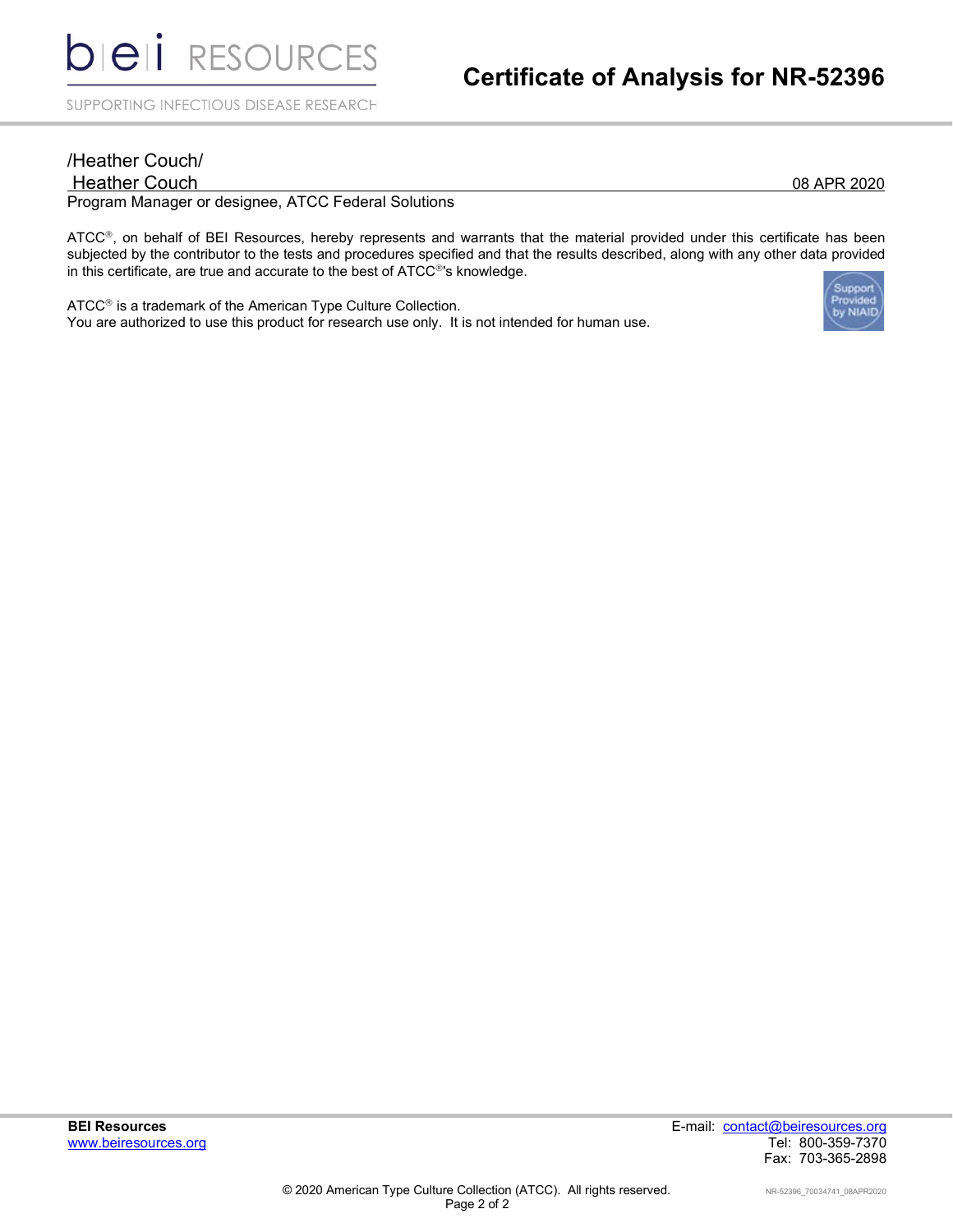/Heather Couch/
Heather Couch　　　　　　　　　　　　　　　　　　　　　　　　　　　　　　　　　　　　08 APR 2020

Program Manager or designee, ATCC Federal Solutions

ATCC®, on behalf of BEI Resources, hereby represents and warrants that the material provided under this certificate has been subjected by the contributor to the tests and procedures specified and that the results described, along with any other data provided in this certificate, are true and accurate to the best of ATCC®'s knowledge.

ATCC® is a trademark of the American Type Culture Collection.
You are authorized to use this product for research use only. It is not intended for human use.

Support Provided by NIAID

**BEI Resources**
www.beiresources.org

E-mail: contact@beiresources.org
Tel: 800-359-7370
Fax: 703-365-2898

© 2020 American Type Culture Collection (ATCC). All rights reserved.

NR-52396_70034741_08APR2020